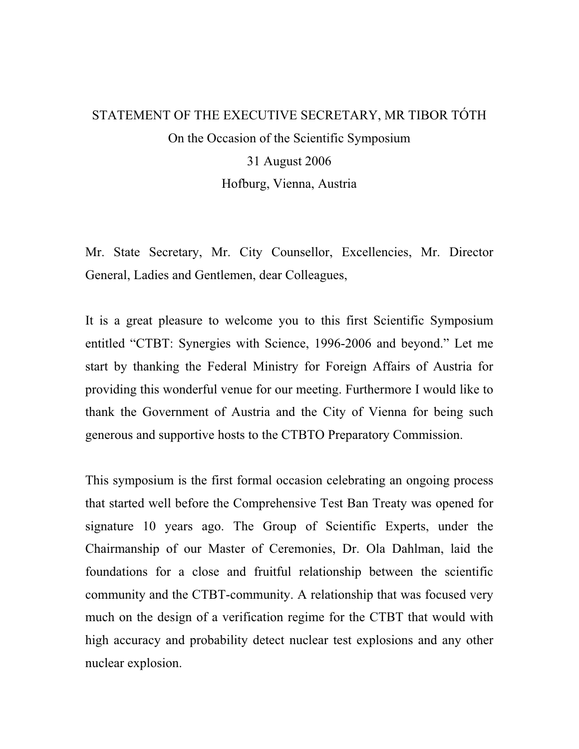# STATEMENT OF THE EXECUTIVE SECRETARY, MR TIBOR TÓTH

On the Occasion of the Scientific Symposium

31 August 2006

Hofburg, Vienna, Austria

Mr. State Secretary, Mr. City Counsellor, Excellencies, Mr. Director General, Ladies and Gentlemen, dear Colleagues,

It is a great pleasure to welcome you to this first Scientific Symposium entitled "CTBT: Synergies with Science, 1996-2006 and beyond." Let me start by thanking the Federal Ministry for Foreign Affairs of Austria for providing this wonderful venue for our meeting. Furthermore I would like to thank the Government of Austria and the City of Vienna for being such generous and supportive hosts to the CTBTO Preparatory Commission.

This symposium is the first formal occasion celebrating an ongoing process that started well before the Comprehensive Test Ban Treaty was opened for signature 10 years ago. The Group of Scientific Experts, under the Chairmanship of our Master of Ceremonies, Dr. Ola Dahlman, laid the foundations for a close and fruitful relationship between the scientific community and the CTBT-community. A relationship that was focused very much on the design of a verification regime for the CTBT that would with high accuracy and probability detect nuclear test explosions and any other nuclear explosion.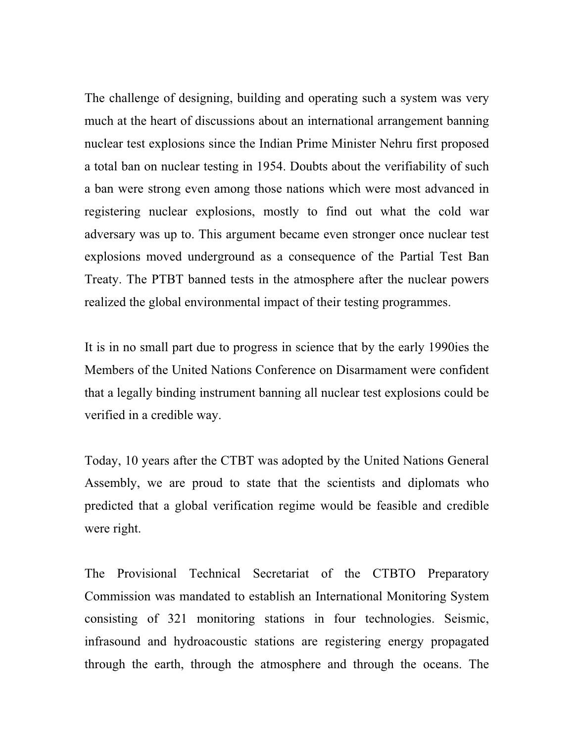The challenge of designing, building and operating such a system was very much at the heart of discussions about an international arrangement banning nuclear test explosions since the Indian Prime Minister Nehru first proposed a total ban on nuclear testing in 1954. Doubts about the verifiability of such a ban were strong even among those nations which were most advanced in registering nuclear explosions, mostly to find out what the cold war adversary was up to. This argument became even stronger once nuclear test explosions moved underground as a consequence of the Partial Test Ban Treaty. The PTBT banned tests in the atmosphere after the nuclear powers realized the global environmental impact of their testing programmes.

It is in no small part due to progress in science that by the early 1990ies the Members of the United Nations Conference on Disarmament were confident that a legally binding instrument banning all nuclear test explosions could be verified in a credible way.

Today, 10 years after the CTBT was adopted by the United Nations General Assembly, we are proud to state that the scientists and diplomats who predicted that a global verification regime would be feasible and credible were right.

The Provisional Technical Secretariat of the CTBTO Preparatory Commission was mandated to establish an International Monitoring System consisting of 321 monitoring stations in four technologies. Seismic, infrasound and hydroacoustic stations are registering energy propagated through the earth, through the atmosphere and through the oceans. The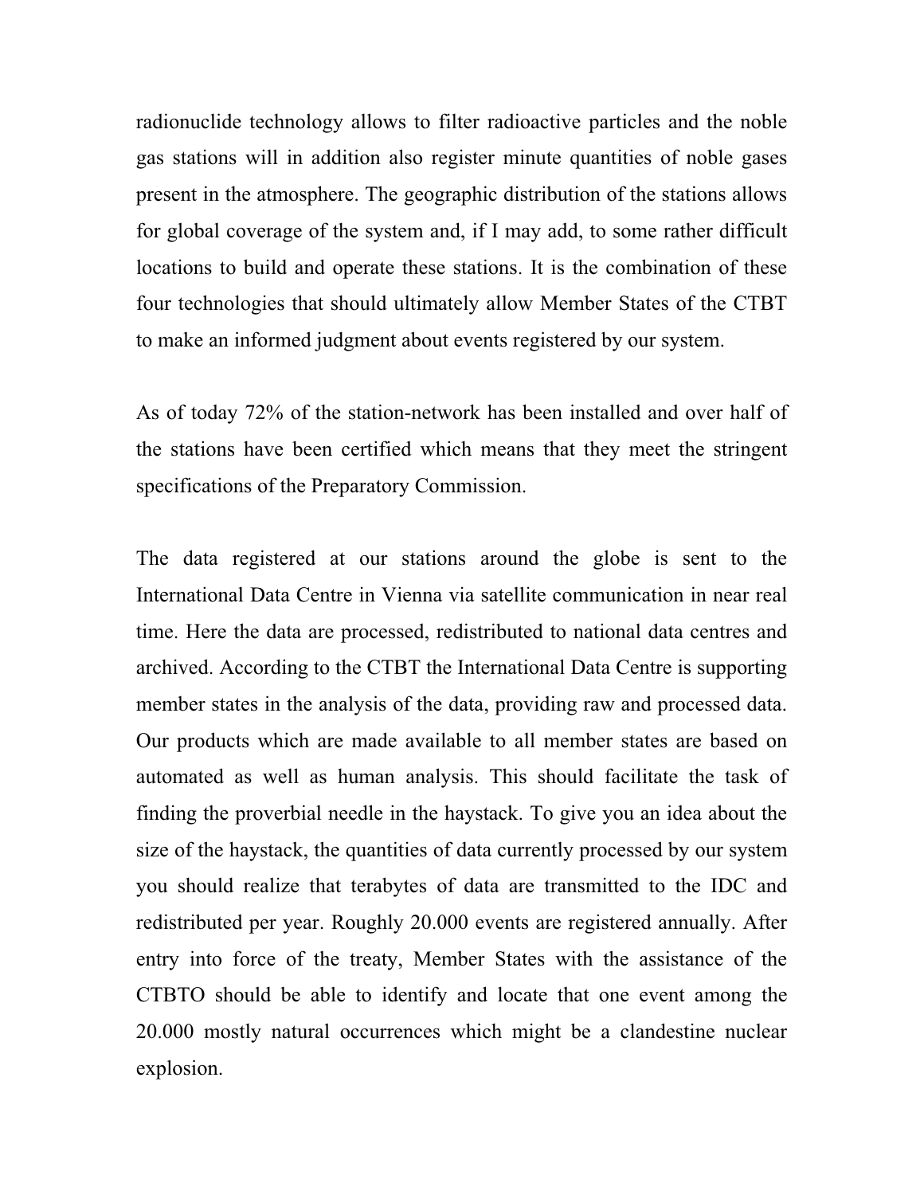radionuclide technology allows to filter radioactive particles and the noble gas stations will in addition also register minute quantities of noble gases present in the atmosphere. The geographic distribution of the stations allows for global coverage of the system and, if I may add, to some rather difficult locations to build and operate these stations. It is the combination of these four technologies that should ultimately allow Member States of the CTBT to make an informed judgment about events registered by our system.

As of today 72% of the station-network has been installed and over half of the stations have been certified which means that they meet the stringent specifications of the Preparatory Commission.

The data registered at our stations around the globe is sent to the International Data Centre in Vienna via satellite communication in near real time. Here the data are processed, redistributed to national data centres and archived. According to the CTBT the International Data Centre is supporting member states in the analysis of the data, providing raw and processed data. Our products which are made available to all member states are based on automated as well as human analysis. This should facilitate the task of finding the proverbial needle in the haystack. To give you an idea about the size of the haystack, the quantities of data currently processed by our system you should realize that terabytes of data are transmitted to the IDC and redistributed per year. Roughly 20.000 events are registered annually. After entry into force of the treaty, Member States with the assistance of the CTBTO should be able to identify and locate that one event among the 20.000 mostly natural occurrences which might be a clandestine nuclear explosion.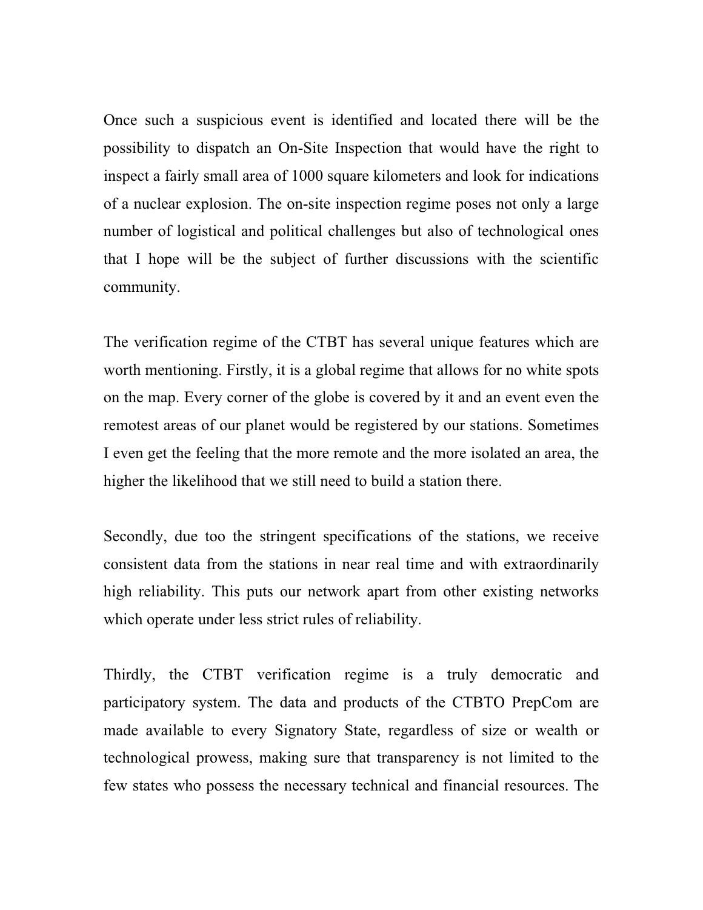Once such a suspicious event is identified and located there will be the possibility to dispatch an On-Site Inspection that would have the right to inspect a fairly small area of 1000 square kilometers and look for indications of a nuclear explosion. The on-site inspection regime poses not only a large number of logistical and political challenges but also of technological ones that I hope will be the subject of further discussions with the scientific community.

The verification regime of the CTBT has several unique features which are worth mentioning. Firstly, it is a global regime that allows for no white spots on the map. Every corner of the globe is covered by it and an event even the remotest areas of our planet would be registered by our stations. Sometimes I even get the feeling that the more remote and the more isolated an area, the higher the likelihood that we still need to build a station there.

Secondly, due too the stringent specifications of the stations, we receive consistent data from the stations in near real time and with extraordinarily high reliability. This puts our network apart from other existing networks which operate under less strict rules of reliability.

Thirdly, the CTBT verification regime is a truly democratic and participatory system. The data and products of the CTBTO PrepCom are made available to every Signatory State, regardless of size or wealth or technological prowess, making sure that transparency is not limited to the few states who possess the necessary technical and financial resources. The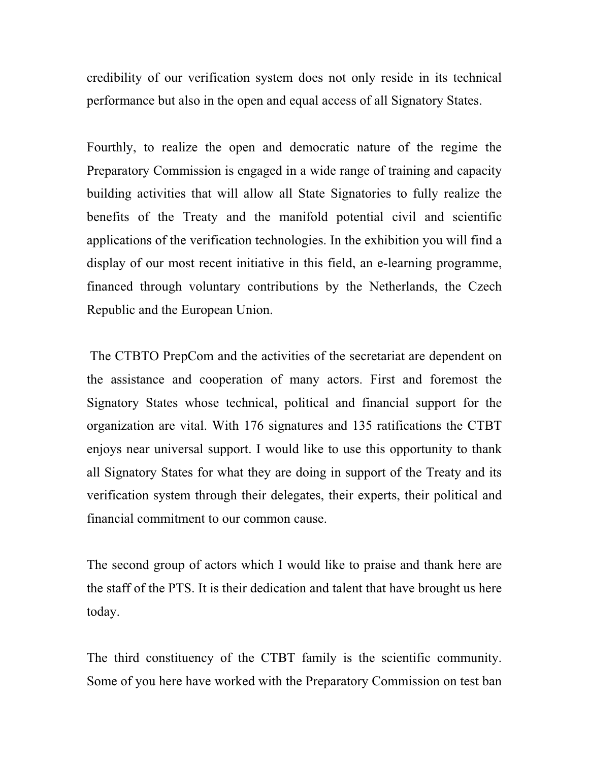credibility of our verification system does not only reside in its technical performance but also in the open and equal access of all Signatory States.

Fourthly, to realize the open and democratic nature of the regime the Preparatory Commission is engaged in a wide range of training and capacity building activities that will allow all State Signatories to fully realize the benefits of the Treaty and the manifold potential civil and scientific applications of the verification technologies. In the exhibition you will find a display of our most recent initiative in this field, an e-learning programme, financed through voluntary contributions by the Netherlands, the Czech Republic and the European Union.

The CTBTO PrepCom and the activities of the secretariat are dependent on the assistance and cooperation of many actors. First and foremost the Signatory States whose technical, political and financial support for the organization are vital. With 176 signatures and 135 ratifications the CTBT enjoys near universal support. I would like to use this opportunity to thank all Signatory States for what they are doing in support of the Treaty and its verification system through their delegates, their experts, their political and financial commitment to our common cause.

The second group of actors which I would like to praise and thank here are the staff of the PTS. It is their dedication and talent that have brought us here today.

The third constituency of the CTBT family is the scientific community. Some of you here have worked with the Preparatory Commission on test ban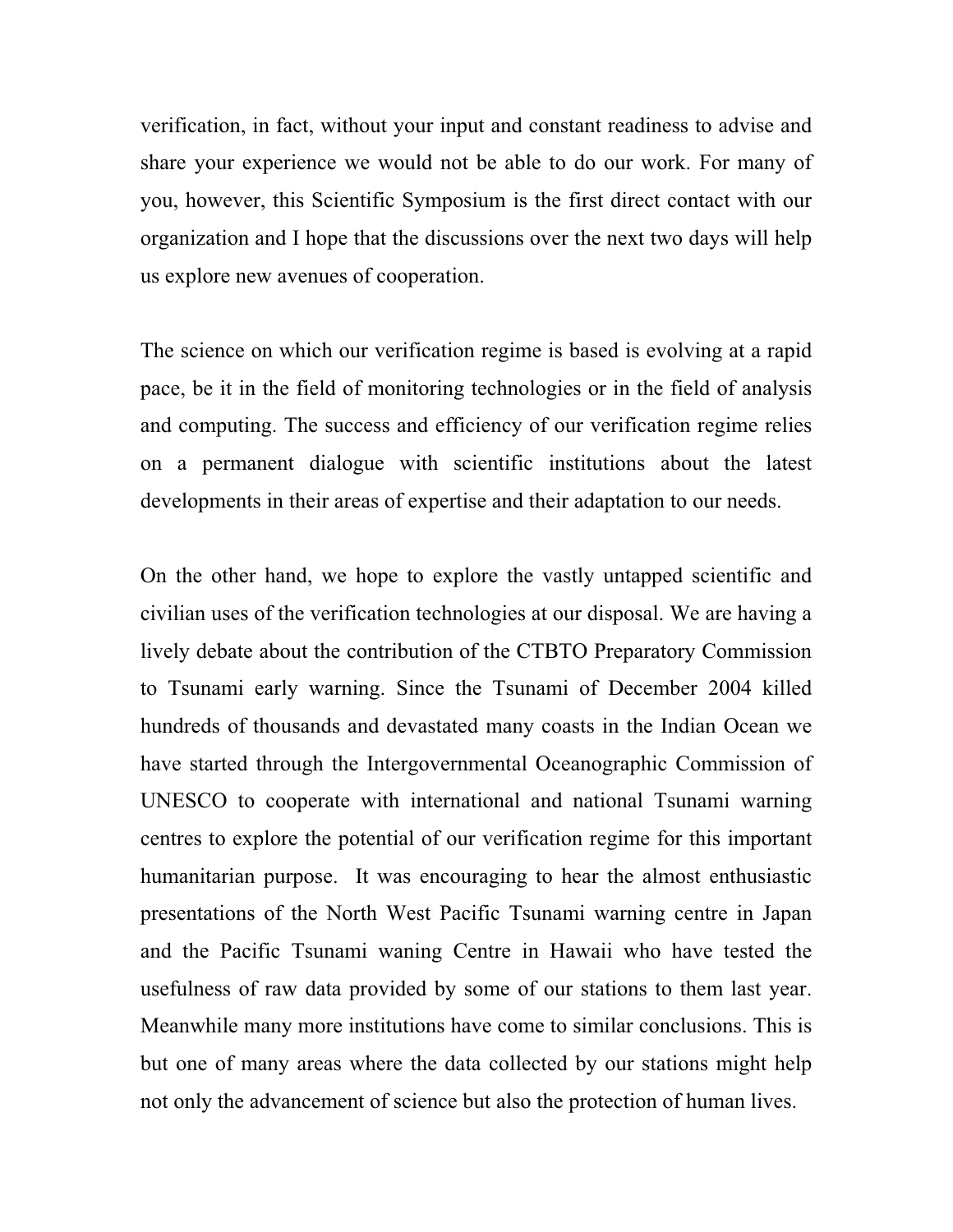verification, in fact, without your input and constant readiness to advise and share your experience we would not be able to do our work. For many of you, however, this Scientific Symposium is the first direct contact with our organization and I hope that the discussions over the next two days will help us explore new avenues of cooperation.

The science on which our verification regime is based is evolving at a rapid pace, be it in the field of monitoring technologies or in the field of analysis and computing. The success and efficiency of our verification regime relies on a permanent dialogue with scientific institutions about the latest developments in their areas of expertise and their adaptation to our needs.

On the other hand, we hope to explore the vastly untapped scientific and civilian uses of the verification technologies at our disposal. We are having a lively debate about the contribution of the CTBTO Preparatory Commission to Tsunami early warning. Since the Tsunami of December 2004 killed hundreds of thousands and devastated many coasts in the Indian Ocean we have started through the Intergovernmental Oceanographic Commission of UNESCO to cooperate with international and national Tsunami warning centres to explore the potential of our verification regime for this important humanitarian purpose. It was encouraging to hear the almost enthusiastic presentations of the North West Pacific Tsunami warning centre in Japan and the Pacific Tsunami waning Centre in Hawaii who have tested the usefulness of raw data provided by some of our stations to them last year. Meanwhile many more institutions have come to similar conclusions. This is but one of many areas where the data collected by our stations might help not only the advancement of science but also the protection of human lives.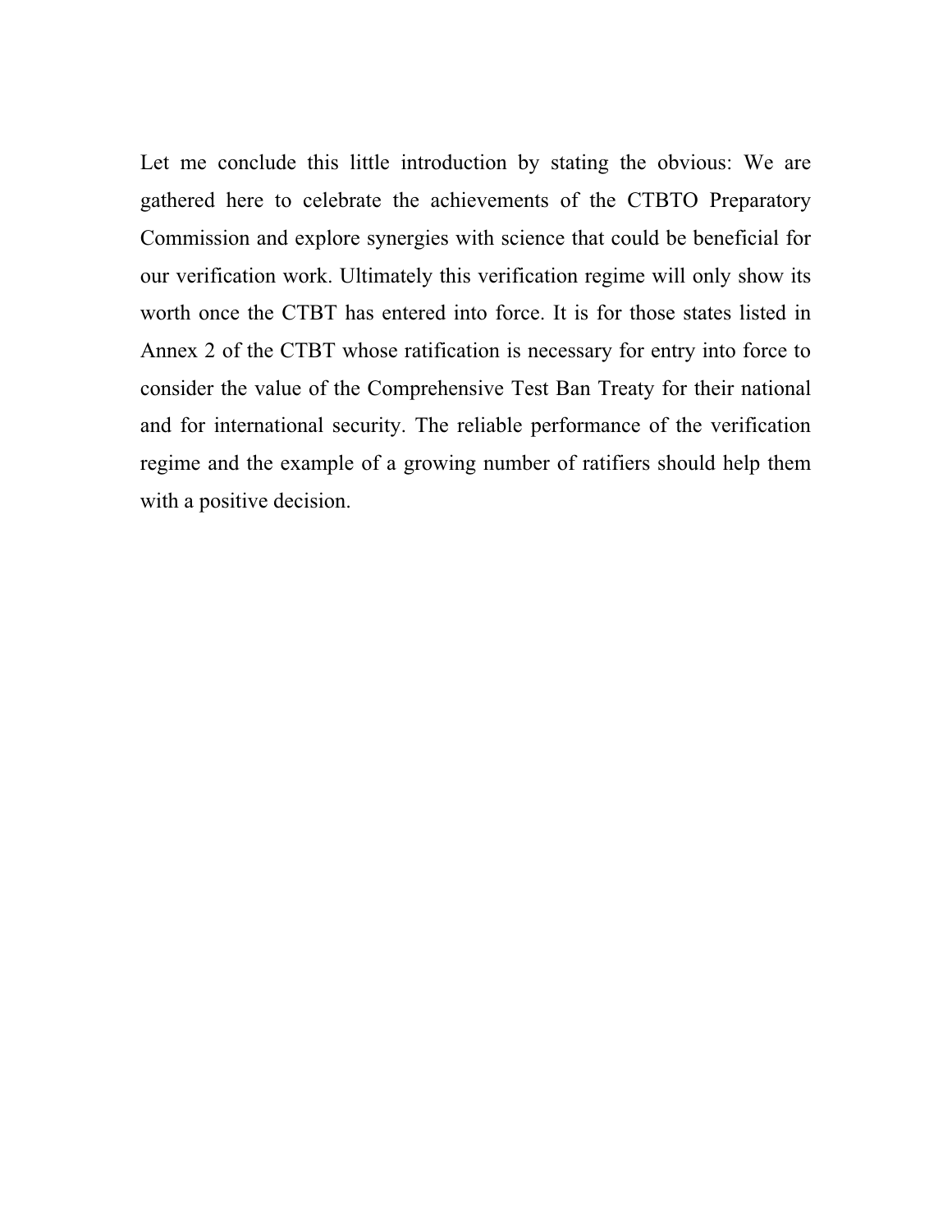Let me conclude this little introduction by stating the obvious: We are gathered here to celebrate the achievements of the CTBTO Preparatory Commission and explore synergies with science that could be beneficial for our verification work. Ultimately this verification regime will only show its worth once the CTBT has entered into force. It is for those states listed in Annex 2 of the CTBT whose ratification is necessary for entry into force to consider the value of the Comprehensive Test Ban Treaty for their national and for international security. The reliable performance of the verification regime and the example of a growing number of ratifiers should help them with a positive decision.